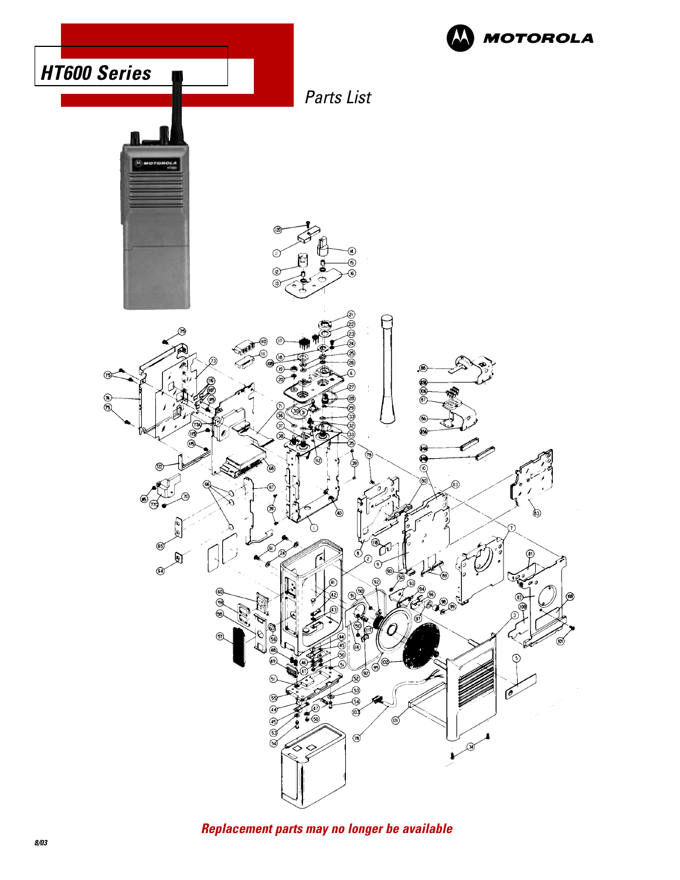# HT600 Series

MOTOROLA

## Parts List

***Replacement parts may no longer be available***

8/03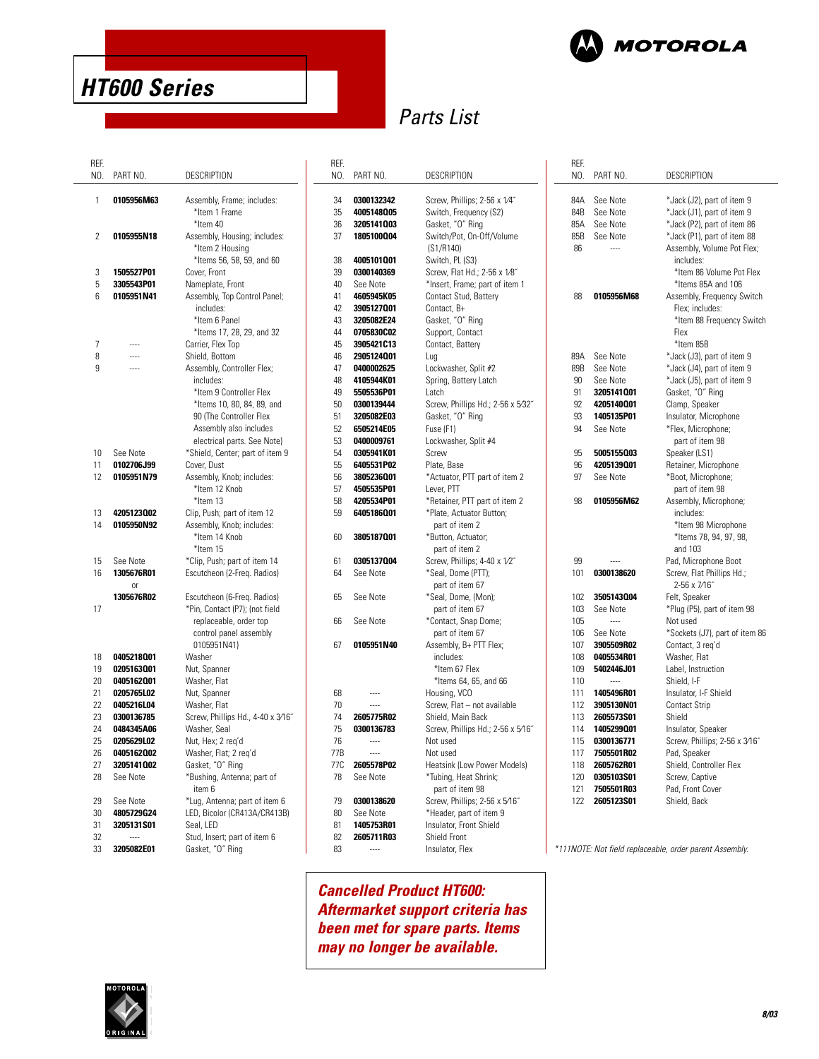# HT600 Series

MOTOROLA

## Parts List

| REF. NO. | PART NO. | DESCRIPTION |
|---|---|---|
| 1 | **0105956M63** | Assembly, Frame; includes: *Item 1 Frame *Item 40 |
| 2 | **0105955N18** | Assembly, Housing; includes: *Item 2 Housing *Items 56, 58, 59, and 60 |
| 3 | **1505527P01** | Cover, Front |
| 5 | **3305543P01** | Nameplate, Front |
| 6 | **0105951N41** | Assembly, Top Control Panel; includes: *Item 6 Panel *Items 17, 28, 29, and 32 |
| 7 | ---- | Carrier, Flex Top |
| 8 | ---- | Shield, Bottom |
| 9 | ---- | Assembly, Controller Flex; includes: *Item 9 Controller Flex *Items 10, 80, 84, 89, and 90 (The Controller Flex Assembly also includes electrical parts. See Note) |
| 10 | See Note | *Shield, Center; part of item 9 |
| 11 | **0102706J99** | Cover, Dust |
| 12 | **0105951N79** | Assembly, Knob; includes: *Item 12 Knob *Item 13 |
| 13 | **4205123Q02** | Clip, Push; part of item 12 |
| 14 | **0105950N92** | Assembly, Knob; includes: *Item 14 Knob *Item 15 |
| 15 | See Note | *Clip, Push; part of item 14 |
| 16 | **1305676R01** or **1305676R02** | Escutcheon (2-Freq. Radios) Escutcheon (6-Freq. Radios) |
| 17 | | *Pin, Contact (P7); (not field replaceable, order top control panel assembly 0105951N41) |
| 18 | **0405218Q01** | Washer |
| 19 | **0205163Q01** | Nut, Spanner |
| 20 | **0405162Q01** | Washer, Flat |
| 21 | **0205765L02** | Nut, Spanner |
| 22 | **0405216L04** | Washer, Flat |
| 23 | **0300136785** | Screw, Phillips Hd., 4-40 x 3⁄16″ |
| 24 | **0484345A06** | Washer, Seal |
| 25 | **0205629L02** | Nut, Hex; 2 req'd |
| 26 | **0405162Q02** | Washer, Flat; 2 req'd |
| 27 | **3205141Q02** | Gasket, "O" Ring |
| 28 | See Note | *Bushing, Antenna; part of item 6 |
| 29 | See Note | *Lug, Antenna; part of item 6 |
| 30 | **4805729G24** | LED, Bicolor (CR413A/CR413B) |
| 31 | **3205131S01** | Seal, LED |
| 32 | ---- | Stud, Insert; part of item 6 |
| 33 | **3205082E01** | Gasket, "O" Ring |
| 34 | **0300132342** | Screw, Phillips; 2-56 x 1⁄4″ |
| 35 | **4005148Q05** | Switch, Frequency (S2) |
| 36 | **3205141Q03** | Gasket, "O" Ring |
| 37 | **1805100Q04** | Switch/Pot, On-Off/Volume (S1/R140) |
| 38 | **4005101Q01** | Switch, PL (S3) |
| 39 | **0300140369** | Screw, Flat Hd.; 2-56 x 1⁄8″ |
| 40 | See Note | *Insert, Frame; part of item 1 |
| 41 | **4605945K05** | Contact Stud, Battery |
| 42 | **3905127Q01** | Contact, B+ |
| 43 | **3205082E24** | Gasket, "O" Ring |
| 44 | **0705830C02** | Support, Contact |
| 45 | **3905421C13** | Contact, Battery |
| 46 | **2905124Q01** | Lug |
| 47 | **0400002625** | Lockwasher, Split #2 |
| 48 | **4105944K01** | Spring, Battery Latch |
| 49 | **5505536P01** | Latch |
| 50 | **0300139444** | Screw, Phillips Hd.; 2-56 x 5⁄32″ |
| 51 | **3205082E03** | Gasket, "O" Ring |
| 52 | **6505214E05** | Fuse (F1) |
| 53 | **0400009761** | Lockwasher, Split #4 |
| 54 | **0305941K01** | Screw |
| 55 | **6405531P02** | Plate, Base |
| 56 | **3805236Q01** | *Actuator, PTT part of item 2 |
| 57 | **4505535P01** | Lever, PTT |
| 58 | **4205534P01** | *Retainer, PTT part of item 2 |
| 59 | **6405186Q01** | *Plate, Actuator Button; part of item 2 |
| 60 | **3805187Q01** | *Button, Actuator; part of item 2 |
| 61 | **0305137Q04** | Screw, Phillips; 4-40 x 1⁄2″ |
| 64 | See Note | *Seal, Dome (PTT); part of item 67 |
| 65 | See Note | *Seal, Dome, (Mon); part of item 67 |
| 66 | See Note | *Contact, Snap Dome; part of item 67 |
| 67 | **0105951N40** | Assembly, B+ PTT Flex; includes: *Item 67 Flex *Items 64, 65, and 66 |
| 68 | ---- | Housing, VCO |
| 70 | ---- | Screw, Flat – not available |
| 74 | **2605775R02** | Shield, Main Back |
| 75 | **0300136783** | Screw, Phillips Hd.; 2-56 x 5⁄16″ |
| 76 | ---- | Not used |
| 77B | ---- | Not used |
| 77C | **2605578P02** | Heatsink (Low Power Models) |
| 78 | See Note | *Tubing, Heat Shrink; part of item 98 |
| 79 | **0300138620** | Screw, Phillips; 2-56 x 5⁄16″ |
| 80 | See Note | *Header, part of item 9 |
| 81 | **1405753R01** | Insulator, Front Shield |
| 82 | **2605711R03** | Shield Front |
| 83 | ---- | Insulator, Flex |
| 84A | See Note | *Jack (J2), part of item 9 |
| 84B | See Note | *Jack (J1), part of item 9 |
| 85A | See Note | *Jack (P2), part of item 86 |
| 85B | See Note | *Jack (P1), part of item 88 |
| 86 | ---- | Assembly, Volume Pot Flex; includes: *Item 86 Volume Pot Flex *Items 85A and 106 |
| 88 | **0105956M68** | Assembly, Frequency Switch Flex; includes: *Item 88 Frequency Switch Flex *Item 85B |
| 89A | See Note | *Jack (J3), part of item 9 |
| 89B | See Note | *Jack (J4), part of item 9 |
| 90 | See Note | *Jack (J5), part of item 9 |
| 91 | **3205141Q01** | Gasket, "O" Ring |
| 92 | **4205140Q01** | Clamp, Speaker |
| 93 | **1405135P01** | Insulator, Microphone |
| 94 | See Note | *Flex, Microphone; part of item 98 |
| 95 | **5005155Q03** | Speaker (LS1) |
| 96 | **4205139Q01** | Retainer, Microphone |
| 97 | See Note | *Boot, Microphone; part of item 98 |
| 98 | **0105956M62** | Assembly, Microphone; includes: *Item 98 Microphone *Items 78, 94, 97, 98, and 103 |
| 99 | ---- | Pad, Microphone Boot |
| 101 | **0300138620** | Screw, Flat Phillips Hd.; 2-56 x 7⁄16″ |
| 102 | **3505143Q04** | Felt, Speaker |
| 103 | See Note | *Plug (P5), part of item 98 |
| 105 | ---- | Not used |
| 106 | See Note | *Sockets (J7), part of item 86 |
| 107 | **3905509R02** | Contact, 3 req'd |
| 108 | **0405534R01** | Washer, Flat |
| 109 | **5402446J01** | Label, Instruction |
| 110 | ---- | Shield, I-F |
| 111 | **1405496R01** | Insulator, I-F Shield |
| 112 | **3905130N01** | Contact Strip |
| 113 | **2605573S01** | Shield |
| 114 | **1405299Q01** | Insulator, Speaker |
| 115 | **0300136771** | Screw, Phillips; 2-56 x 3⁄16″ |
| 117 | **7505501R02** | Pad, Speaker |
| 118 | **2605762R01** | Shield, Controller Flex |
| 120 | **0305103S01** | Screw, Captive |
| 121 | **7505501R03** | Pad, Front Cover |
| 122 | **2605123S01** | Shield, Back |

*111NOTE: Not field replaceable, order parent Assembly.

***Cancelled Product HT600: Aftermarket support criteria has been met for spare parts. Items may no longer be available.***

8/03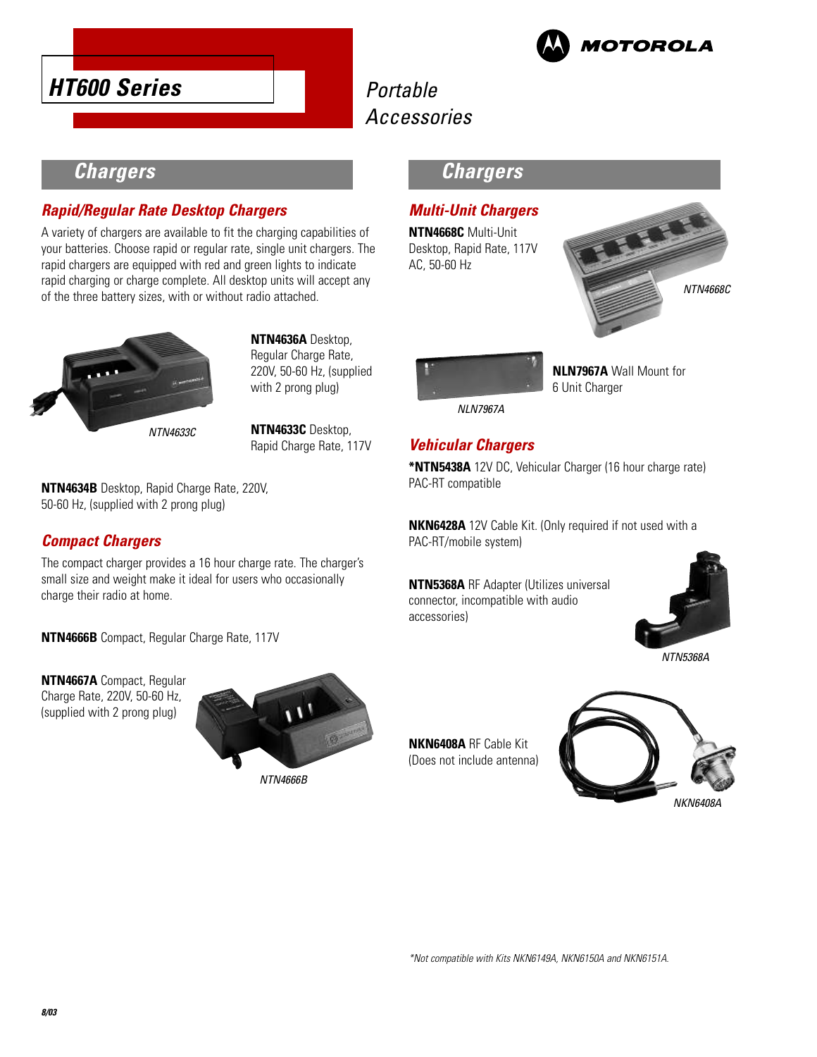# HT600 Series

*Portable Accessories*

## Chargers

### *Rapid/Regular Rate Desktop Chargers*

A variety of chargers are available to fit the charging capabilities of your batteries. Choose rapid or regular rate, single unit chargers. The rapid chargers are equipped with red and green lights to indicate rapid charging or charge complete. All desktop units will accept any of the three battery sizes, with or without radio attached.

**NTN4636A** Desktop, Regular Charge Rate, 220V, 50-60 Hz, (supplied with 2 prong plug)

**NTN4633C** Desktop, Rapid Charge Rate, 117V

*NTN4633C*

**NTN4634B** Desktop, Rapid Charge Rate, 220V, 50-60 Hz, (supplied with 2 prong plug)

### *Compact Chargers*

The compact charger provides a 16 hour charge rate. The charger's small size and weight make it ideal for users who occasionally charge their radio at home.

**NTN4666B** Compact, Regular Charge Rate, 117V

**NTN4667A** Compact, Regular Charge Rate, 220V, 50-60 Hz, (supplied with 2 prong plug)

*NTN4666B*

## Chargers

### *Multi-Unit Chargers*

**NTN4668C** Multi-Unit Desktop, Rapid Rate, 117V AC, 50-60 Hz

*NTN4668C*

**NLN7967A** Wall Mount for 6 Unit Charger

*NLN7967A*

### *Vehicular Chargers*

***NTN5438A** 12V DC, Vehicular Charger (16 hour charge rate) PAC-RT compatible

**NKN6428A** 12V Cable Kit. (Only required if not used with a PAC-RT/mobile system)

**NTN5368A** RF Adapter (Utilizes universal connector, incompatible with audio accessories)

*NTN5368A*

**NKN6408A** RF Cable Kit (Does not include antenna)

*NKN6408A*

*\*Not compatible with Kits NKN6149A, NKN6150A and NKN6151A.*

8/03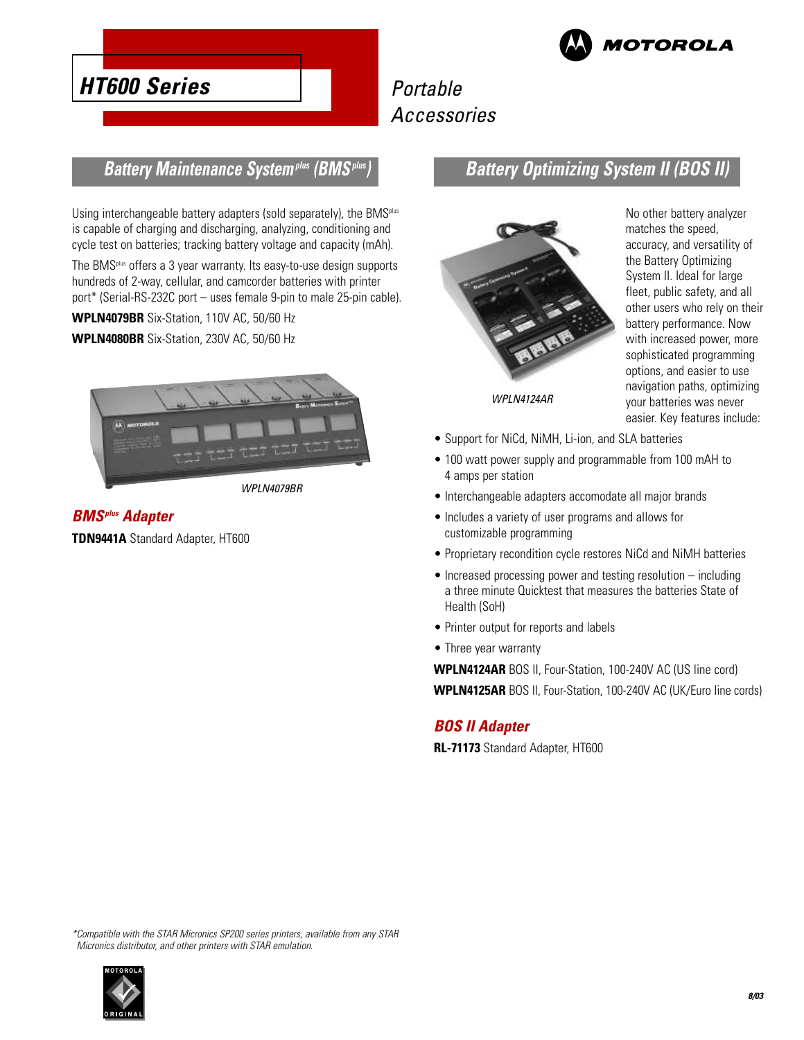# HT600 Series

Portable Accessories

## Battery Maintenance System plus (BMS plus)

Using interchangeable battery adapters (sold separately), the BMSplus is capable of charging and discharging, analyzing, conditioning and cycle test on batteries; tracking battery voltage and capacity (mAh).

The BMSplus offers a 3 year warranty. Its easy-to-use design supports hundreds of 2-way, cellular, and camcorder batteries with printer port* (Serial-RS-232C port – uses female 9-pin to male 25-pin cable).

**WPLN4079BR** Six-Station, 110V AC, 50/60 Hz

**WPLN4080BR** Six-Station, 230V AC, 50/60 Hz

*WPLN4079BR*

### BMSplus Adapter

**TDN9441A** Standard Adapter, HT600

## Battery Optimizing System II (BOS II)

*WPLN4124AR*

No other battery analyzer matches the speed, accuracy, and versatility of the Battery Optimizing System II. Ideal for large fleet, public safety, and all other users who rely on their battery performance. Now with increased power, more sophisticated programming options, and easier to use navigation paths, optimizing your batteries was never easier. Key features include:

- Support for NiCd, NiMH, Li-ion, and SLA batteries
- 100 watt power supply and programmable from 100 mAH to 4 amps per station
- Interchangeable adapters accomodate all major brands
- Includes a variety of user programs and allows for customizable programming
- Proprietary recondition cycle restores NiCd and NiMH batteries
- Increased processing power and testing resolution – including a three minute Quicktest that measures the batteries State of Health (SoH)
- Printer output for reports and labels
- Three year warranty

**WPLN4124AR** BOS II, Four-Station, 100-240V AC (US line cord)

**WPLN4125AR** BOS II, Four-Station, 100-240V AC (UK/Euro line cords)

### BOS II Adapter

**RL-71173** Standard Adapter, HT600

*\*Compatible with the STAR Micronics SP200 series printers, available from any STAR Micronics distributor, and other printers with STAR emulation.*

8/03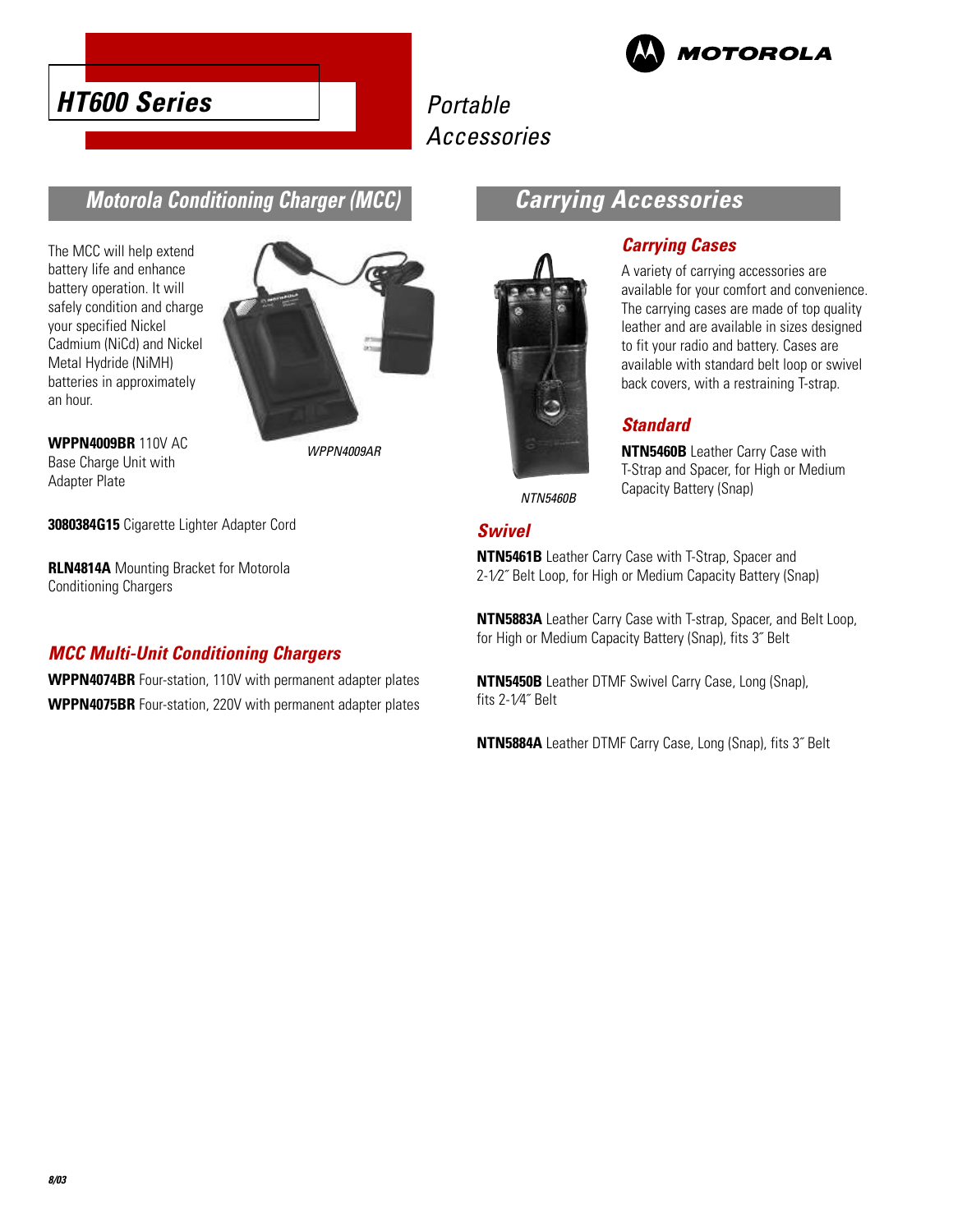# HT600 Series

Portable Accessories

## Motorola Conditioning Charger (MCC)

The MCC will help extend battery life and enhance battery operation. It will safely condition and charge your specified Nickel Cadmium (NiCd) and Nickel Metal Hydride (NiMH) batteries in approximately an hour.

*WPPN4009AR*

**WPPN4009BR** 110V AC Base Charge Unit with Adapter Plate

**3080384G15** Cigarette Lighter Adapter Cord

**RLN4814A** Mounting Bracket for Motorola Conditioning Chargers

### MCC Multi-Unit Conditioning Chargers

**WPPN4074BR** Four-station, 110V with permanent adapter plates

**WPPN4075BR** Four-station, 220V with permanent adapter plates

## Carrying Accessories

### Carrying Cases

A variety of carrying accessories are available for your comfort and convenience. The carrying cases are made of top quality leather and are available in sizes designed to fit your radio and battery. Cases are available with standard belt loop or swivel back covers, with a restraining T-strap.

*NTN5460B*

### Standard

**NTN5460B** Leather Carry Case with T-Strap and Spacer, for High or Medium Capacity Battery (Snap)

### Swivel

**NTN5461B** Leather Carry Case with T-Strap, Spacer and 2-1⁄2˝ Belt Loop, for High or Medium Capacity Battery (Snap)

**NTN5883A** Leather Carry Case with T-strap, Spacer, and Belt Loop, for High or Medium Capacity Battery (Snap), fits 3˝ Belt

**NTN5450B** Leather DTMF Swivel Carry Case, Long (Snap), fits 2-1⁄4˝ Belt

**NTN5884A** Leather DTMF Carry Case, Long (Snap), fits 3˝ Belt

8/03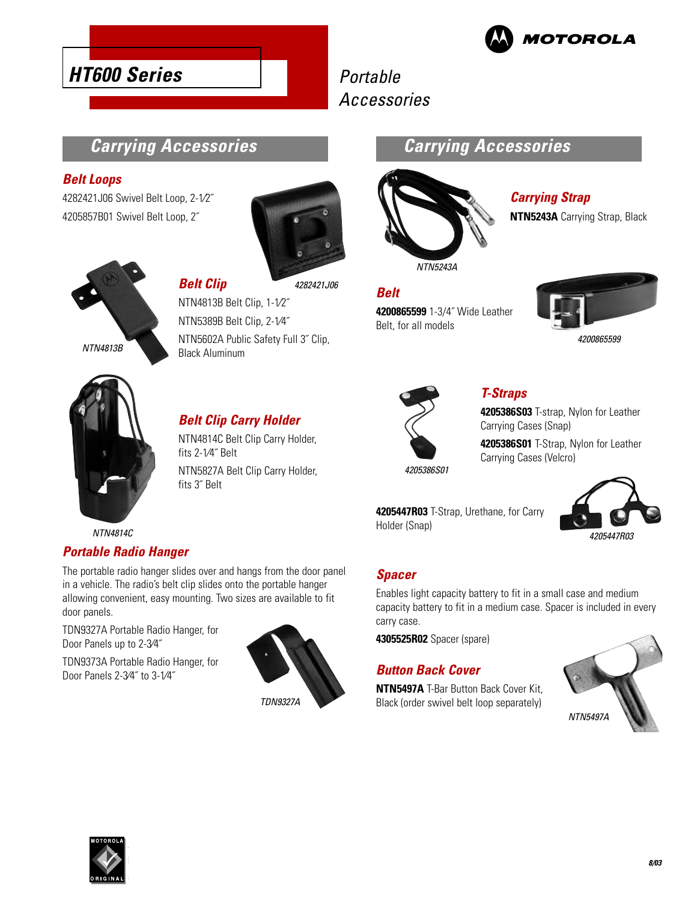# HT600 Series

Portable Accessories

## Carrying Accessories

### Belt Loops

4282421J06 Swivel Belt Loop, 2-1⁄2˝

4205857B01 Swivel Belt Loop, 2˝

4282421J06

### Belt Clip

NTN4813B Belt Clip, 1-1⁄2˝

NTN5389B Belt Clip, 2-1⁄4˝

NTN5602A Public Safety Full 3˝ Clip, Black Aluminum

NTN4813B

### Belt Clip Carry Holder

NTN4814C Belt Clip Carry Holder, fits 2-1⁄4˝ Belt

NTN5827A Belt Clip Carry Holder, fits 3˝ Belt

NTN4814C

### Portable Radio Hanger

The portable radio hanger slides over and hangs from the door panel in a vehicle. The radio's belt clip slides onto the portable hanger allowing convenient, easy mounting. Two sizes are available to fit door panels.

TDN9327A Portable Radio Hanger, for Door Panels up to 2-3⁄4˝

TDN9373A Portable Radio Hanger, for Door Panels 2-3⁄4˝ to 3-1⁄4˝

TDN9327A

## Carrying Accessories

### Carrying Strap

**NTN5243A** Carrying Strap, Black

NTN5243A

### Belt

**4200865599** 1-3/4˝ Wide Leather Belt, for all models

4200865599

### T-Straps

**4205386S03** T-strap, Nylon for Leather Carrying Cases (Snap)

**4205386S01** T-Strap, Nylon for Leather Carrying Cases (Velcro)

4205386S01

**4205447R03** T-Strap, Urethane, for Carry Holder (Snap)

4205447R03

### Spacer

Enables light capacity battery to fit in a small case and medium capacity battery to fit in a medium case. Spacer is included in every carry case.

**4305525R02** Spacer (spare)

### Button Back Cover

**NTN5497A** T-Bar Button Back Cover Kit, Black (order swivel belt loop separately)

NTN5497A

8/03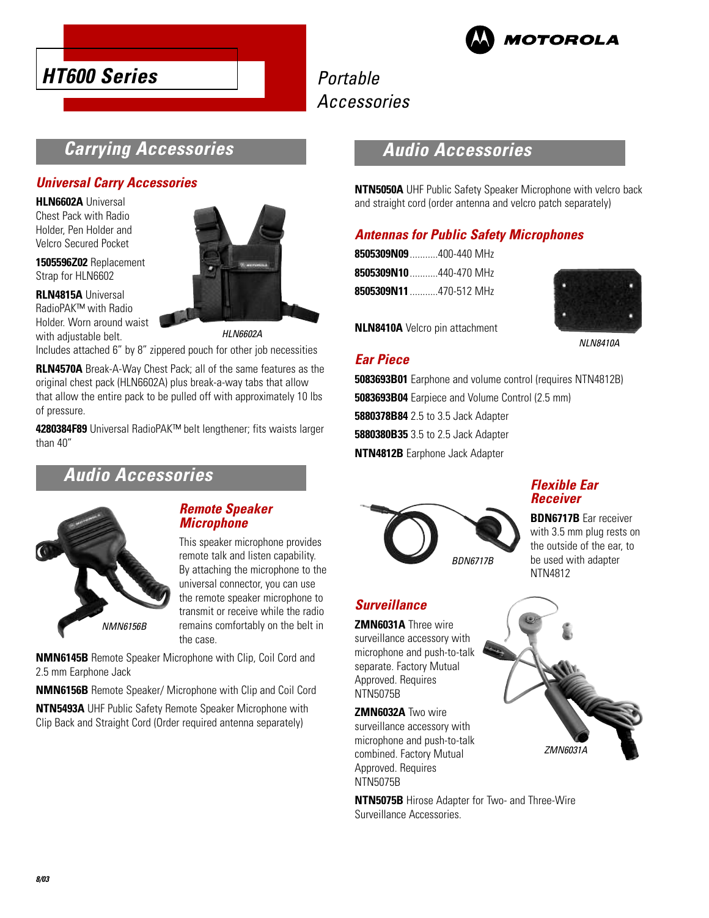# HT600 Series

Portable Accessories

## Carrying Accessories

### Universal Carry Accessories

**HLN6602A** Universal Chest Pack with Radio Holder, Pen Holder and Velcro Secured Pocket

**1505596Z02** Replacement Strap for HLN6602

**RLN4815A** Universal RadioPAK™ with Radio Holder. Worn around waist with adjustable belt. Includes attached 6" by 8" zippered pouch for other job necessities

HLN6602A

**RLN4570A** Break-A-Way Chest Pack; all of the same features as the original chest pack (HLN6602A) plus break-a-way tabs that allow that allow the entire pack to be pulled off with approximately 10 lbs of pressure.

**4280384F89** Universal RadioPAK™ belt lengthener; fits waists larger than 40"

## Audio Accessories

### Remote Speaker Microphone

This speaker microphone provides remote talk and listen capability. By attaching the microphone to the universal connector, you can use the remote speaker microphone to transmit or receive while the radio remains comfortably on the belt in the case.

NMN6156B

**NMN6145B** Remote Speaker Microphone with Clip, Coil Cord and 2.5 mm Earphone Jack

**NMN6156B** Remote Speaker/ Microphone with Clip and Coil Cord

**NTN5493A** UHF Public Safety Remote Speaker Microphone with Clip Back and Straight Cord (Order required antenna separately)

## Audio Accessories

**NTN5050A** UHF Public Safety Speaker Microphone with velcro back and straight cord (order antenna and velcro patch separately)

### Antennas for Public Safety Microphones

**8505309N09**...........400-440 MHz

**8505309N10**...........440-470 MHz

**8505309N11**...........470-512 MHz

**NLN8410A** Velcro pin attachment

NLN8410A

### Ear Piece

**5083693B01** Earphone and volume control (requires NTN4812B)

**5083693B04** Earpiece and Volume Control (2.5 mm)

**5880378B84** 2.5 to 3.5 Jack Adapter

**5880380B35** 3.5 to 2.5 Jack Adapter

**NTN4812B** Earphone Jack Adapter

### Flexible Ear Receiver

**BDN6717B** Ear receiver with 3.5 mm plug rests on the outside of the ear, to be used with adapter NTN4812

BDN6717B

### Surveillance

**ZMN6031A** Three wire surveillance accessory with microphone and push-to-talk separate. Factory Mutual Approved. Requires NTN5075B

**ZMN6032A** Two wire surveillance accessory with microphone and push-to-talk combined. Factory Mutual Approved. Requires NTN5075B

ZMN6031A

**NTN5075B** Hirose Adapter for Two- and Three-Wire Surveillance Accessories.

8/03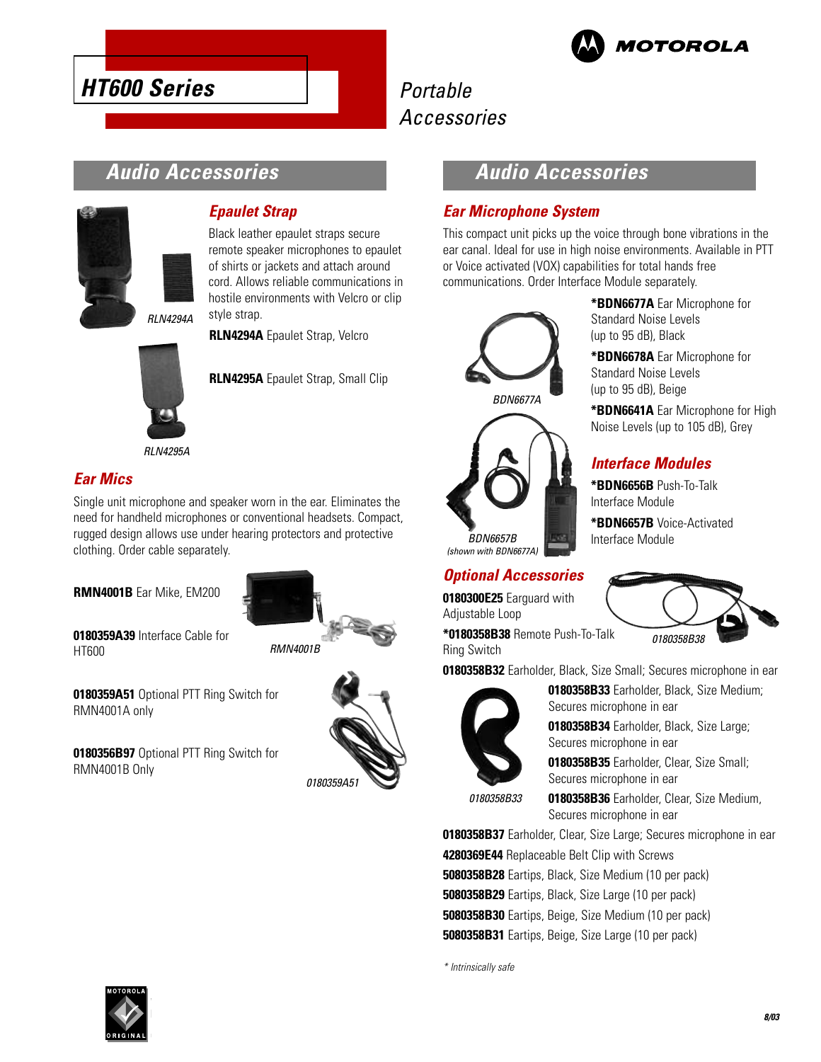# HT600 Series

Portable Accessories

## Audio Accessories

### Epaulet Strap

Black leather epaulet straps secure remote speaker microphones to epaulet of shirts or jackets and attach around cord. Allows reliable communications in hostile environments with Velcro or clip style strap.

**RLN4294A** Epaulet Strap, Velcro

**RLN4295A** Epaulet Strap, Small Clip

RLN4294A

RLN4295A

### Ear Mics

Single unit microphone and speaker worn in the ear. Eliminates the need for handheld microphones or conventional headsets. Compact, rugged design allows use under hearing protectors and protective clothing. Order cable separately.

**RMN4001B** Ear Mike, EM200

**0180359A39** Interface Cable for HT600

RMN4001B

**0180359A51** Optional PTT Ring Switch for RMN4001A only

**0180356B97** Optional PTT Ring Switch for RMN4001B Only

0180359A51

## Audio Accessories

### Ear Microphone System

This compact unit picks up the voice through bone vibrations in the ear canal. Ideal for use in high noise environments. Available in PTT or Voice activated (VOX) capabilities for total hands free communications. Order Interface Module separately.

**\*BDN6677A** Ear Microphone for Standard Noise Levels (up to 95 dB), Black

**\*BDN6678A** Ear Microphone for Standard Noise Levels (up to 95 dB), Beige

**\*BDN6641A** Ear Microphone for High Noise Levels (up to 105 dB), Grey

BDN6677A

BDN6657B (shown with BDN6677A)

### Interface Modules

**\*BDN6656B** Push-To-Talk Interface Module

**\*BDN6657B** Voice-Activated Interface Module

### Optional Accessories

**0180300E25** Earguard with Adjustable Loop

**\*0180358B38** Remote Push-To-Talk Ring Switch

0180358B38

**0180358B32** Earholder, Black, Size Small; Secures microphone in ear

**0180358B33** Earholder, Black, Size Medium; Secures microphone in ear

**0180358B34** Earholder, Black, Size Large; Secures microphone in ear

**0180358B35** Earholder, Clear, Size Small; Secures microphone in ear

**0180358B36** Earholder, Clear, Size Medium, Secures microphone in ear

0180358B33

**0180358B37** Earholder, Clear, Size Large; Secures microphone in ear

**4280369E44** Replaceable Belt Clip with Screws

**5080358B28** Eartips, Black, Size Medium (10 per pack)

**5080358B29** Eartips, Black, Size Large (10 per pack)

**5080358B30** Eartips, Beige, Size Medium (10 per pack)

**5080358B31** Eartips, Beige, Size Large (10 per pack)

*\* Intrinsically safe*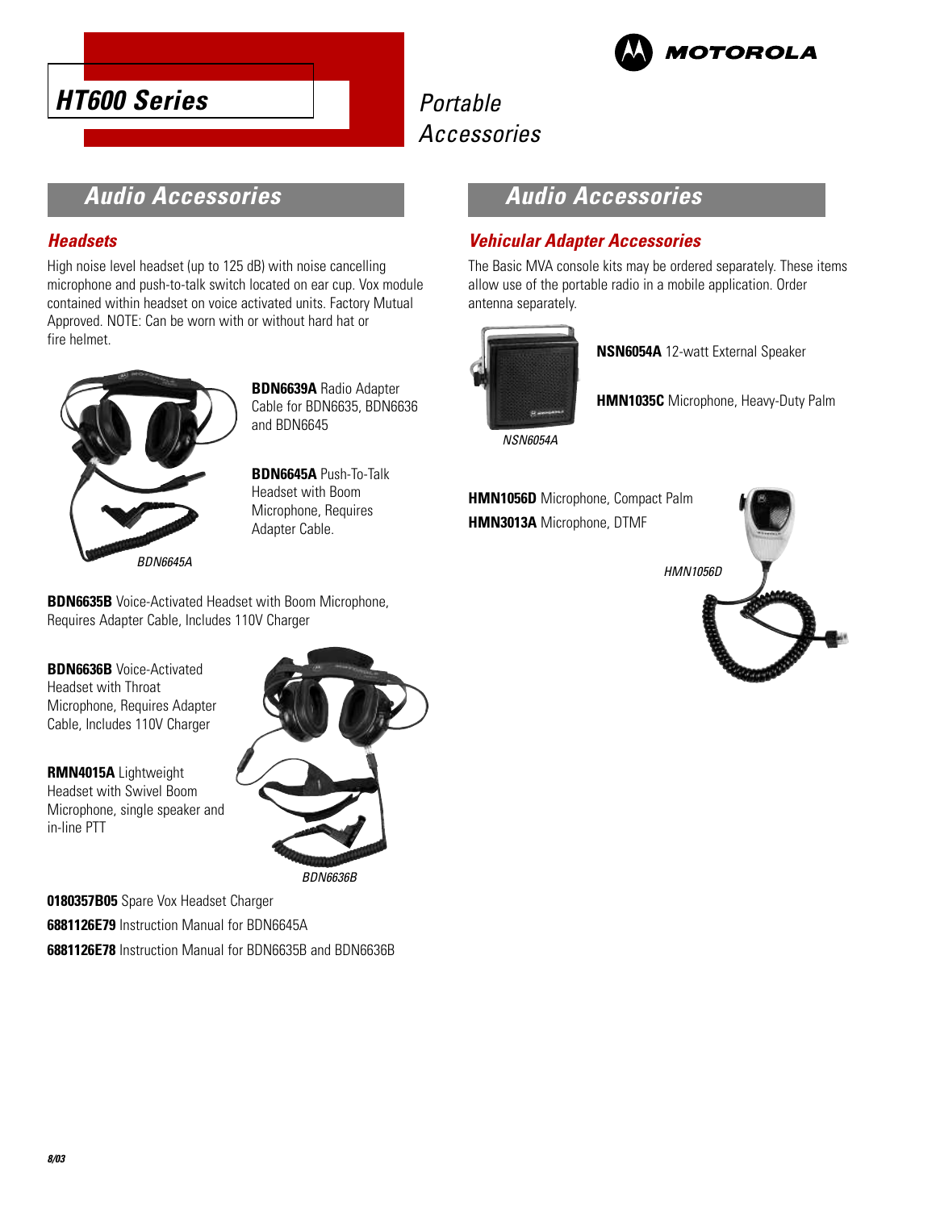# HT600 Series

*Portable Accessories*

## Audio Accessories

### Headsets

High noise level headset (up to 125 dB) with noise cancelling microphone and push-to-talk switch located on ear cup. Vox module contained within headset on voice activated units. Factory Mutual Approved. NOTE: Can be worn with or without hard hat or fire helmet.

**BDN6639A** Radio Adapter Cable for BDN6635, BDN6636 and BDN6645

**BDN6645A** Push-To-Talk Headset with Boom Microphone, Requires Adapter Cable.

*BDN6645A*

**BDN6635B** Voice-Activated Headset with Boom Microphone, Requires Adapter Cable, Includes 110V Charger

**BDN6636B** Voice-Activated Headset with Throat Microphone, Requires Adapter Cable, Includes 110V Charger

**RMN4015A** Lightweight Headset with Swivel Boom Microphone, single speaker and in-line PTT

*BDN6636B*

**0180357B05** Spare Vox Headset Charger

**6881126E79** Instruction Manual for BDN6645A

**6881126E78** Instruction Manual for BDN6635B and BDN6636B

## Audio Accessories

### Vehicular Adapter Accessories

The Basic MVA console kits may be ordered separately. These items allow use of the portable radio in a mobile application. Order antenna separately.

**NSN6054A** 12-watt External Speaker

**HMN1035C** Microphone, Heavy-Duty Palm

*NSN6054A*

**HMN1056D** Microphone, Compact Palm

**HMN3013A** Microphone, DTMF

*HMN1056D*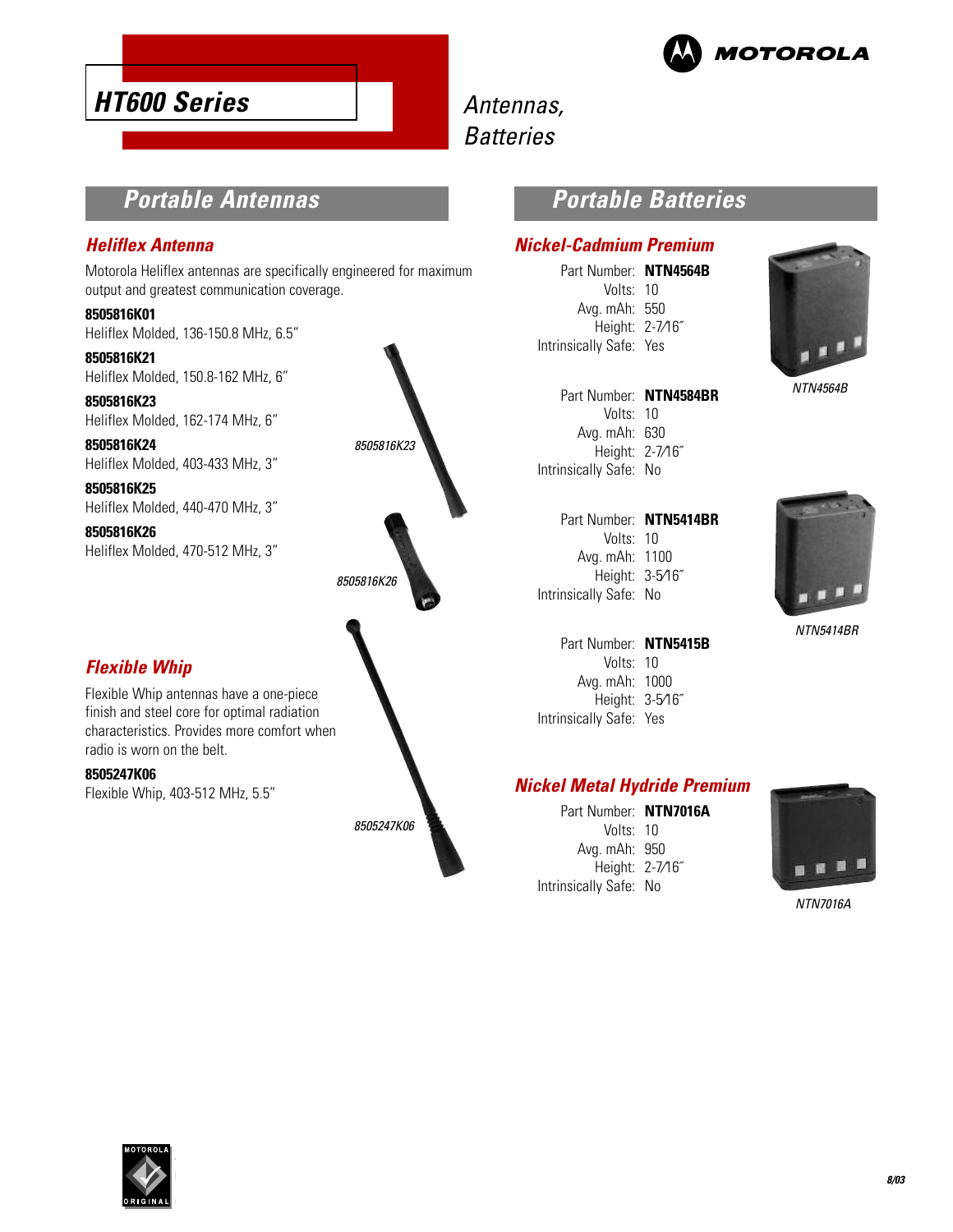# HT600 Series

Antennas, Batteries

## Portable Antennas

### Heliflex Antenna

Motorola Heliflex antennas are specifically engineered for maximum output and greatest communication coverage.

**8505816K01**
Heliflex Molded, 136-150.8 MHz, 6.5"

**8505816K21**
Heliflex Molded, 150.8-162 MHz, 6"

**8505816K23**
Heliflex Molded, 162-174 MHz, 6"

**8505816K24**
Heliflex Molded, 403-433 MHz, 3"

**8505816K25**
Heliflex Molded, 440-470 MHz, 3"

**8505816K26**
Heliflex Molded, 470-512 MHz, 3"

*8505816K23*

*8505816K26*

### Flexible Whip

Flexible Whip antennas have a one-piece finish and steel core for optimal radiation characteristics. Provides more comfort when radio is worn on the belt.

**8505247K06**
Flexible Whip, 403-512 MHz, 5.5"

*8505247K06*

## Portable Batteries

### Nickel-Cadmium Premium

Part Number: **NTN4564B**
Volts: 10
Avg. mAh: 550
Height: 2-7⁄16˝
Intrinsically Safe: Yes

*NTN4564B*

Part Number: **NTN4584BR**
Volts: 10
Avg. mAh: 630
Height: 2-7⁄16˝
Intrinsically Safe: No

Part Number: **NTN5414BR**
Volts: 10
Avg. mAh: 1100
Height: 3-5⁄16˝
Intrinsically Safe: No

*NTN5414BR*

Part Number: **NTN5415B**
Volts: 10
Avg. mAh: 1000
Height: 3-5⁄16˝
Intrinsically Safe: Yes

### Nickel Metal Hydride Premium

Part Number: **NTN7016A**
Volts: 10
Avg. mAh: 950
Height: 2-7⁄16˝
Intrinsically Safe: No

*NTN7016A*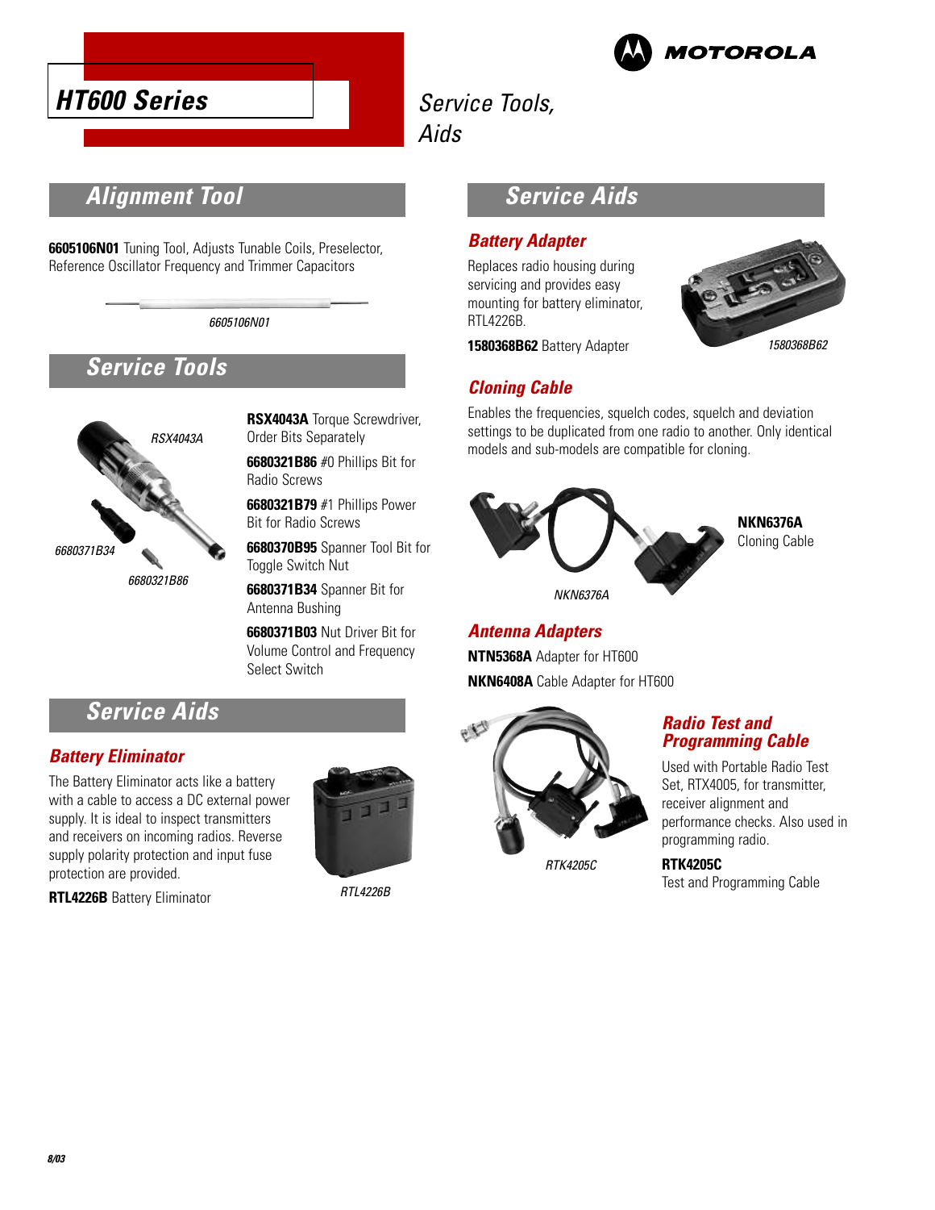# HT600 Series

Service Tools, Aids

## Alignment Tool

**6605106N01** Tuning Tool, Adjusts Tunable Coils, Preselector, Reference Oscillator Frequency and Trimmer Capacitors

*6605106N01*

## Service Tools

*RSX4043A*

*6680371B34*

*6680321B86*

**RSX4043A** Torque Screwdriver, Order Bits Separately

**6680321B86** #0 Phillips Bit for Radio Screws

**6680321B79** #1 Phillips Power Bit for Radio Screws

**6680370B95** Spanner Tool Bit for Toggle Switch Nut

**6680371B34** Spanner Bit for Antenna Bushing

**6680371B03** Nut Driver Bit for Volume Control and Frequency Select Switch

## Service Aids

### Battery Eliminator

The Battery Eliminator acts like a battery with a cable to access a DC external power supply. It is ideal to inspect transmitters and receivers on incoming radios. Reverse supply polarity protection and input fuse protection are provided.

**RTL4226B** Battery Eliminator

*RTL4226B*

## Service Aids

### Battery Adapter

Replaces radio housing during servicing and provides easy mounting for battery eliminator, RTL4226B.

**1580368B62** Battery Adapter

*1580368B62*

### Cloning Cable

Enables the frequencies, squelch codes, squelch and deviation settings to be duplicated from one radio to another. Only identical models and sub-models are compatible for cloning.

**NKN6376A**
Cloning Cable

*NKN6376A*

### Antenna Adapters

**NTN5368A** Adapter for HT600

**NKN6408A** Cable Adapter for HT600

*RTK4205C*

### Radio Test and Programming Cable

Used with Portable Radio Test Set, RTX4005, for transmitter, receiver alignment and performance checks. Also used in programming radio.

**RTK4205C**
Test and Programming Cable

8/03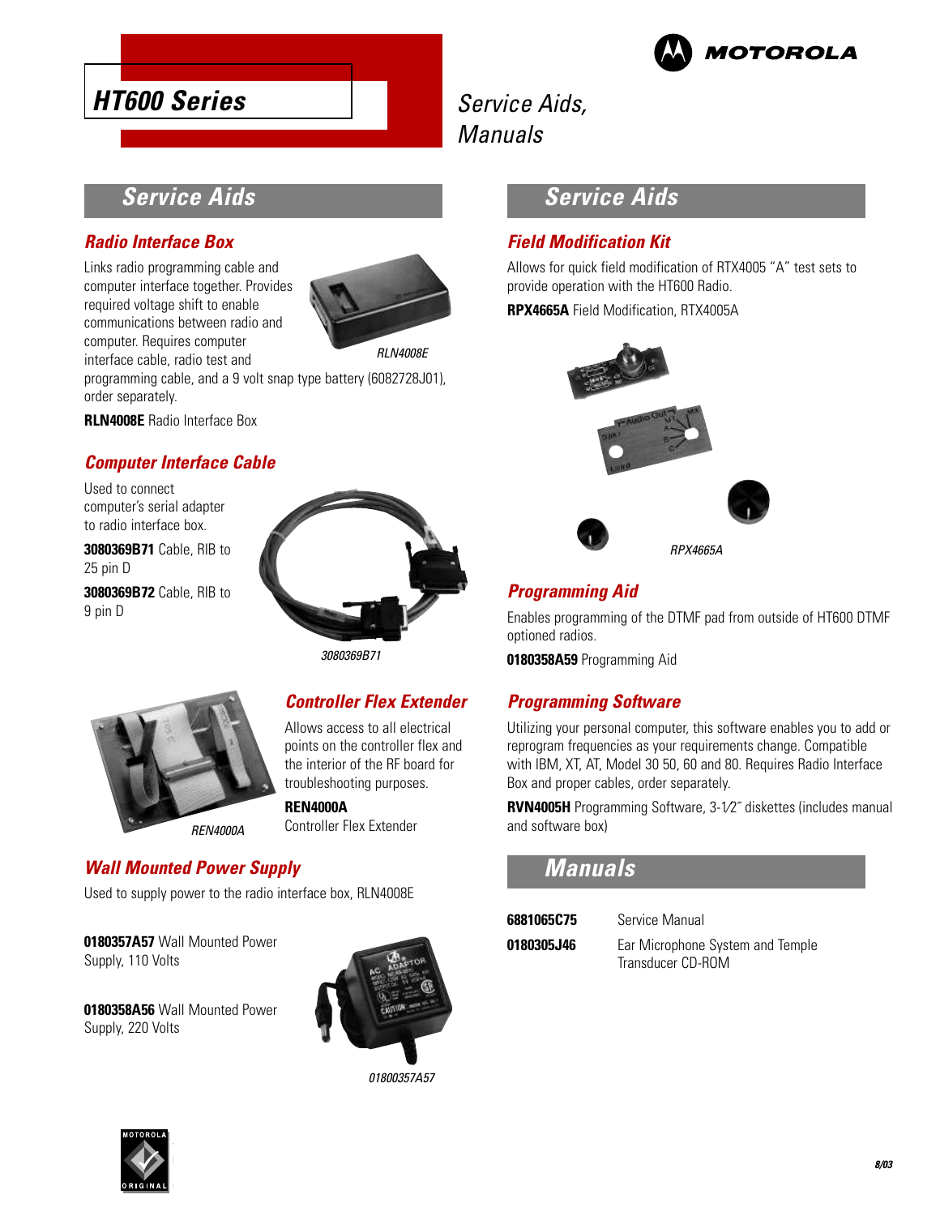# HT600 Series

Service Aids, Manuals

## Service Aids

### Radio Interface Box

Links radio programming cable and computer interface together. Provides required voltage shift to enable communications between radio and computer. Requires computer interface cable, radio test and programming cable, and a 9 volt snap type battery (6082728J01), order separately.

RLN4008E

**RLN4008E** Radio Interface Box

### Computer Interface Cable

Used to connect computer's serial adapter to radio interface box.

**3080369B71** Cable, RIB to 25 pin D

**3080369B72** Cable, RIB to 9 pin D

3080369B71

### Controller Flex Extender

Allows access to all electrical points on the controller flex and the interior of the RF board for troubleshooting purposes.

**REN4000A** Controller Flex Extender

REN4000A

### Wall Mounted Power Supply

Used to supply power to the radio interface box, RLN4008E

**0180357A57** Wall Mounted Power Supply, 110 Volts

**0180358A56** Wall Mounted Power Supply, 220 Volts

01800357A57

## Service Aids

### Field Modification Kit

Allows for quick field modification of RTX4005 "A" test sets to provide operation with the HT600 Radio.

**RPX4665A** Field Modification, RTX4005A

RPX4665A

### Programming Aid

Enables programming of the DTMF pad from outside of HT600 DTMF optioned radios.

**0180358A59** Programming Aid

### Programming Software

Utilizing your personal computer, this software enables you to add or reprogram frequencies as your requirements change. Compatible with IBM, XT, AT, Model 30 50, 60 and 80. Requires Radio Interface Box and proper cables, order separately.

**RVN4005H** Programming Software, 3-1⁄2˝ diskettes (includes manual and software box)

## Manuals

| | |
|---|---|
| **6881065C75** | Service Manual |
| **0180305J46** | Ear Microphone System and Temple Transducer CD-ROM |